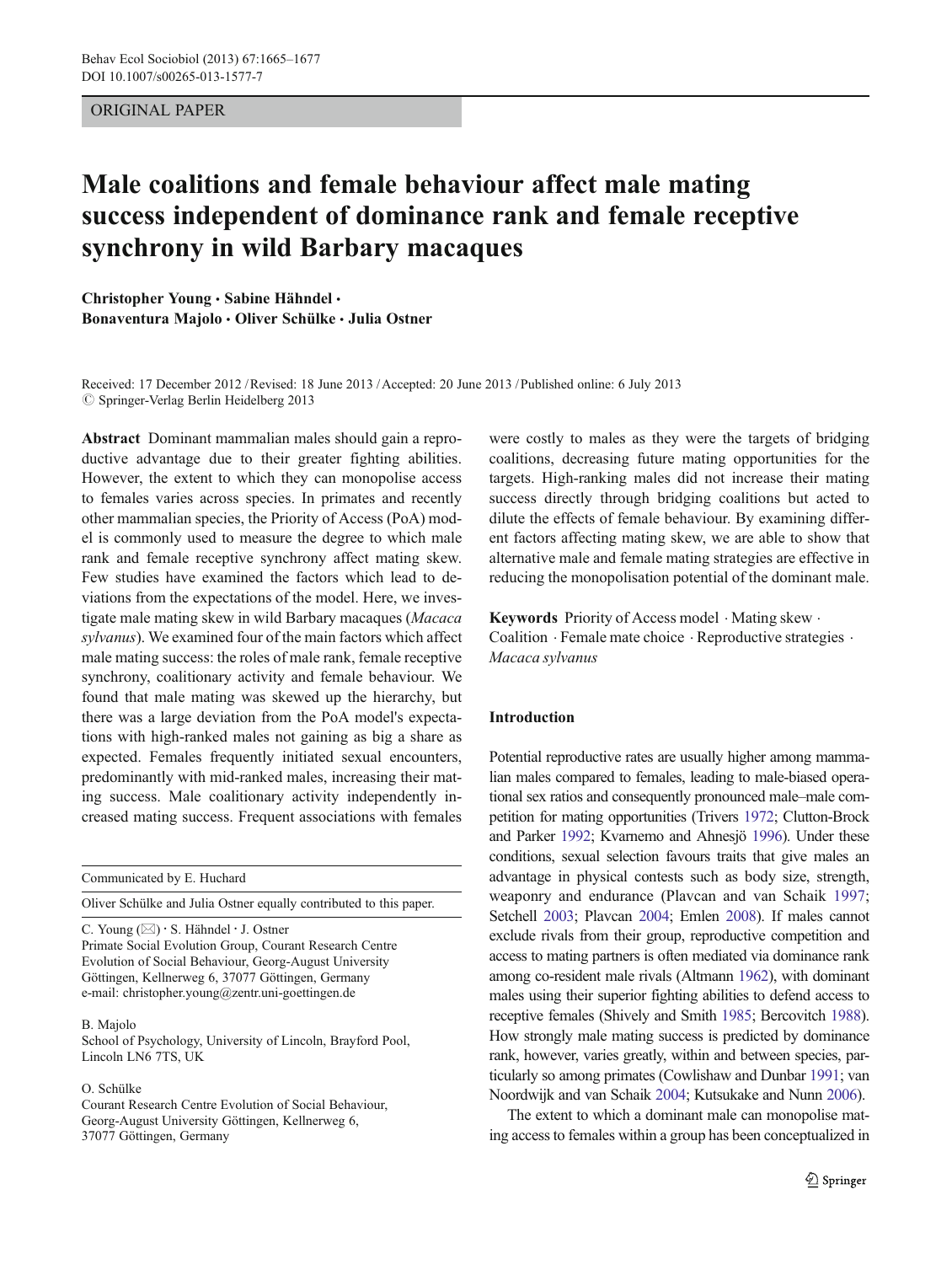ORIGINAL PAPER

# Male coalitions and female behaviour affect male mating success independent of dominance rank and female receptive synchrony in wild Barbary macaques

**Christopher Young · Sabine Hähndel · Bonaventura Majolo · Oliver Schülke · Julia Ostner**

Received: 17 December 2012 / Revised: 18 June 2013 / Accepted: 20 June 2013 / Published online: 6 July 2013
© Springer-Verlag Berlin Heidelberg 2013

**Abstract** Dominant mammalian males should gain a reproductive advantage due to their greater fighting abilities. However, the extent to which they can monopolise access to females varies across species. In primates and recently other mammalian species, the Priority of Access (PoA) model is commonly used to measure the degree to which male rank and female receptive synchrony affect mating skew. Few studies have examined the factors which lead to deviations from the expectations of the model. Here, we investigate male mating skew in wild Barbary macaques (*Macaca sylvanus*). We examined four of the main factors which affect male mating success: the roles of male rank, female receptive synchrony, coalitionary activity and female behaviour. We found that male mating was skewed up the hierarchy, but there was a large deviation from the PoA model's expectations with high-ranked males not gaining as big a share as expected. Females frequently initiated sexual encounters, predominantly with mid-ranked males, increasing their mating success. Male coalitionary activity independently increased mating success. Frequent associations with females were costly to males as they were the targets of bridging coalitions, decreasing future mating opportunities for the targets. High-ranking males did not increase their mating success directly through bridging coalitions but acted to dilute the effects of female behaviour. By examining different factors affecting mating skew, we are able to show that alternative male and female mating strategies are effective in reducing the monopolisation potential of the dominant male.

**Keywords** Priority of Access model · Mating skew · Coalition · Female mate choice · Reproductive strategies · *Macaca sylvanus*

Communicated by E. Huchard

Oliver Schülke and Julia Ostner equally contributed to this paper.

C. Young (✉) · S. Hähndel · J. Ostner
Primate Social Evolution Group, Courant Research Centre Evolution of Social Behaviour, Georg-August University Göttingen, Kellnerweg 6, 37077 Göttingen, Germany
e-mail: christopher.young@zentr.uni-goettingen.de

B. Majolo
School of Psychology, University of Lincoln, Brayford Pool, Lincoln LN6 7TS, UK

O. Schülke
Courant Research Centre Evolution of Social Behaviour, Georg-August University Göttingen, Kellnerweg 6, 37077 Göttingen, Germany

## Introduction

Potential reproductive rates are usually higher among mammalian males compared to females, leading to male-biased operational sex ratios and consequently pronounced male–male competition for mating opportunities (Trivers 1972; Clutton-Brock and Parker 1992; Kvarnemo and Ahnesjö 1996). Under these conditions, sexual selection favours traits that give males an advantage in physical contests such as body size, strength, weaponry and endurance (Plavcan and van Schaik 1997; Setchell 2003; Plavcan 2004; Emlen 2008). If males cannot exclude rivals from their group, reproductive competition and access to mating partners is often mediated via dominance rank among co-resident male rivals (Altmann 1962), with dominant males using their superior fighting abilities to defend access to receptive females (Shively and Smith 1985; Bercovitch 1988). How strongly male mating success is predicted by dominance rank, however, varies greatly, within and between species, particularly so among primates (Cowlishaw and Dunbar 1991; van Noordwijk and van Schaik 2004; Kutsukake and Nunn 2006).

The extent to which a dominant male can monopolise mating access to females within a group has been conceptualized in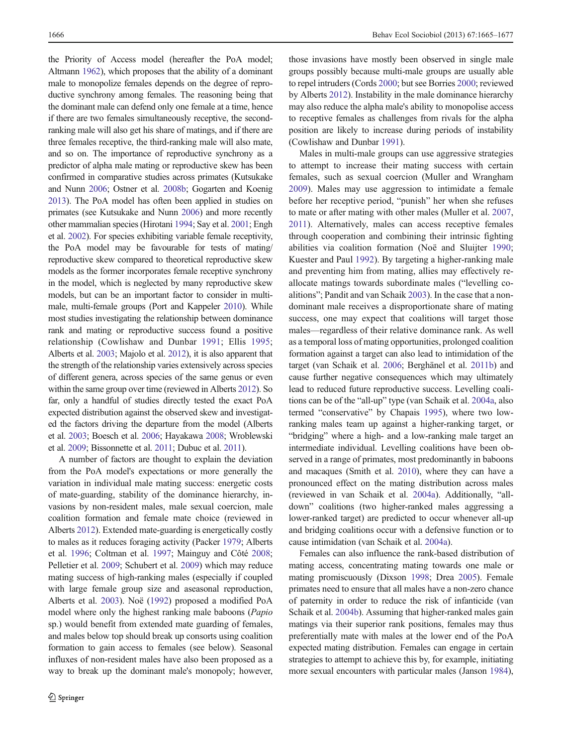the Priority of Access model (hereafter the PoA model; Altmann 1962), which proposes that the ability of a dominant male to monopolize females depends on the degree of reproductive synchrony among females. The reasoning being that the dominant male can defend only one female at a time, hence if there are two females simultaneously receptive, the second-ranking male will also get his share of matings, and if there are three females receptive, the third-ranking male will also mate, and so on. The importance of reproductive synchrony as a predictor of alpha male mating or reproductive skew has been confirmed in comparative studies across primates (Kutsukake and Nunn 2006; Ostner et al. 2008b; Gogarten and Koenig 2013). The PoA model has often been applied in studies on primates (see Kutsukake and Nunn 2006) and more recently other mammalian species (Hirotani 1994; Say et al. 2001; Engh et al. 2002). For species exhibiting variable female receptivity, the PoA model may be favourable for tests of mating/reproductive skew compared to theoretical reproductive skew models as the former incorporates female receptive synchrony in the model, which is neglected by many reproductive skew models, but can be an important factor to consider in multi-male, multi-female groups (Port and Kappeler 2010). While most studies investigating the relationship between dominance rank and mating or reproductive success found a positive relationship (Cowlishaw and Dunbar 1991; Ellis 1995; Alberts et al. 2003; Majolo et al. 2012), it is also apparent that the strength of the relationship varies extensively across species of different genera, across species of the same genus or even within the same group over time (reviewed in Alberts 2012). So far, only a handful of studies directly tested the exact PoA expected distribution against the observed skew and investigated the factors driving the departure from the model (Alberts et al. 2003; Boesch et al. 2006; Hayakawa 2008; Wroblewski et al. 2009; Bissonnette et al. 2011; Dubuc et al. 2011).

A number of factors are thought to explain the deviation from the PoA model's expectations or more generally the variation in individual male mating success: energetic costs of mate-guarding, stability of the dominance hierarchy, invasions by non-resident males, male sexual coercion, male coalition formation and female mate choice (reviewed in Alberts 2012). Extended mate-guarding is energetically costly to males as it reduces foraging activity (Packer 1979; Alberts et al. 1996; Coltman et al. 1997; Mainguy and Côté 2008; Pelletier et al. 2009; Schubert et al. 2009) which may reduce mating success of high-ranking males (especially if coupled with large female group size and aseasonal reproduction, Alberts et al. 2003). Noë (1992) proposed a modified PoA model where only the highest ranking male baboons (*Papio* sp.) would benefit from extended mate guarding of females, and males below top should break up consorts using coalition formation to gain access to females (see below). Seasonal influxes of non-resident males have also been proposed as a way to break up the dominant male's monopoly; however, those invasions have mostly been observed in single male groups possibly because multi-male groups are usually able to repel intruders (Cords 2000; but see Borries 2000; reviewed by Alberts 2012). Instability in the male dominance hierarchy may also reduce the alpha male's ability to monopolise access to receptive females as challenges from rivals for the alpha position are likely to increase during periods of instability (Cowlishaw and Dunbar 1991).

Males in multi-male groups can use aggressive strategies to attempt to increase their mating success with certain females, such as sexual coercion (Muller and Wrangham 2009). Males may use aggression to intimidate a female before her receptive period, "punish" her when she refuses to mate or after mating with other males (Muller et al. 2007, 2011). Alternatively, males can access receptive females through cooperation and combining their intrinsic fighting abilities via coalition formation (Noë and Sluijter 1990; Kuester and Paul 1992). By targeting a higher-ranking male and preventing him from mating, allies may effectively re-allocate matings towards subordinate males ("levelling coalitions"; Pandit and van Schaik 2003). In the case that a non-dominant male receives a disproportionate share of mating success, one may expect that coalitions will target those males—regardless of their relative dominance rank. As well as a temporal loss of mating opportunities, prolonged coalition formation against a target can also lead to intimidation of the target (van Schaik et al. 2006; Berghänel et al. 2011b) and cause further negative consequences which may ultimately lead to reduced future reproductive success. Levelling coalitions can be of the "all-up" type (van Schaik et al. 2004a, also termed "conservative" by Chapais 1995), where two low-ranking males team up against a higher-ranking target, or "bridging" where a high- and a low-ranking male target an intermediate individual. Levelling coalitions have been observed in a range of primates, most predominantly in baboons and macaques (Smith et al. 2010), where they can have a pronounced effect on the mating distribution across males (reviewed in van Schaik et al. 2004a). Additionally, "all-down" coalitions (two higher-ranked males aggressing a lower-ranked target) are predicted to occur whenever all-up and bridging coalitions occur with a defensive function or to cause intimidation (van Schaik et al. 2004a).

Females can also influence the rank-based distribution of mating access, concentrating mating towards one male or mating promiscuously (Dixson 1998; Drea 2005). Female primates need to ensure that all males have a non-zero chance of paternity in order to reduce the risk of infanticide (van Schaik et al. 2004b). Assuming that higher-ranked males gain matings via their superior rank positions, females may thus preferentially mate with males at the lower end of the PoA expected mating distribution. Females can engage in certain strategies to attempt to achieve this by, for example, initiating more sexual encounters with particular males (Janson 1984),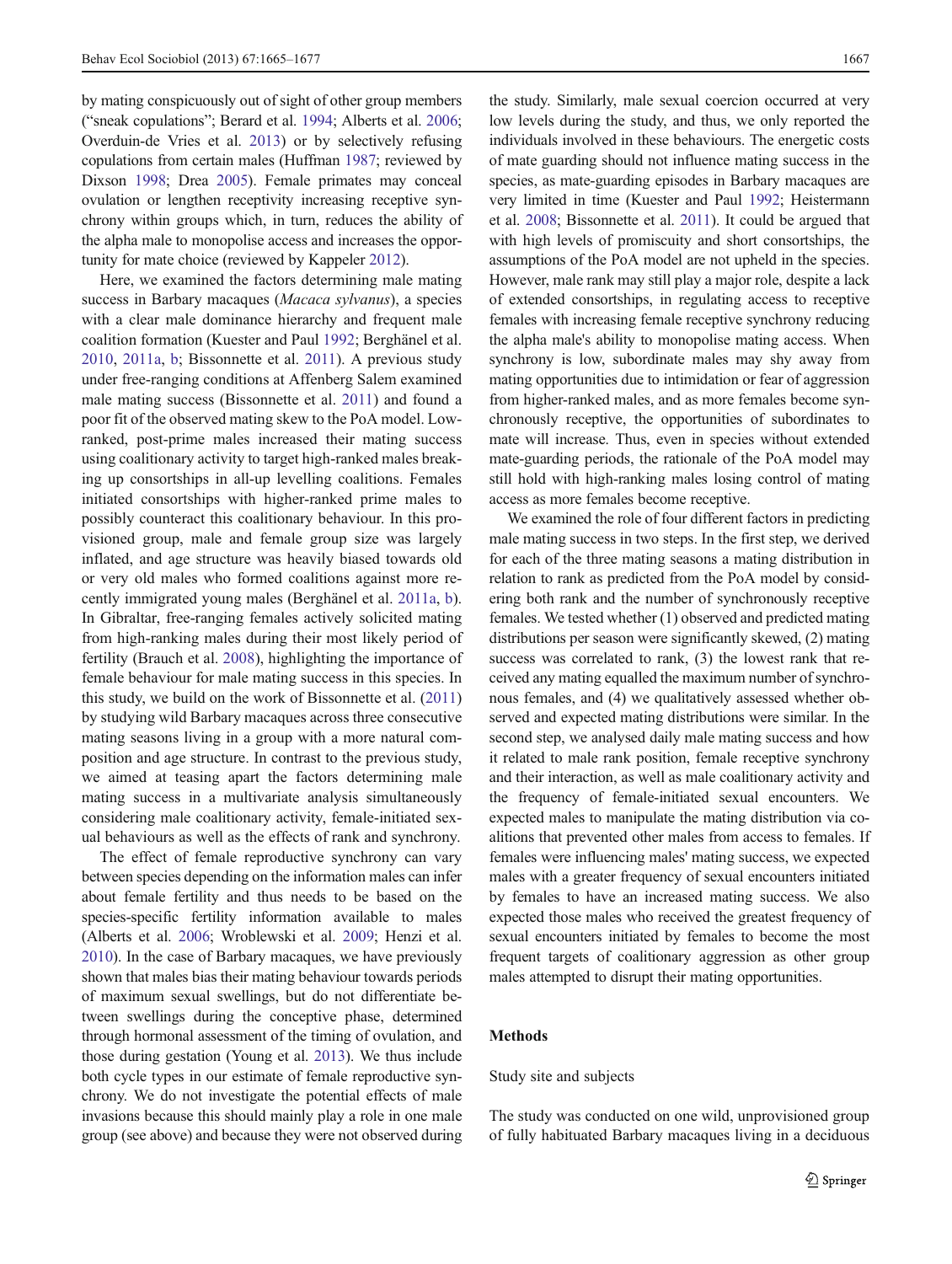by mating conspicuously out of sight of other group members ("sneak copulations"; Berard et al. 1994; Alberts et al. 2006; Overduin-de Vries et al. 2013) or by selectively refusing copulations from certain males (Huffman 1987; reviewed by Dixson 1998; Drea 2005). Female primates may conceal ovulation or lengthen receptivity increasing receptive synchrony within groups which, in turn, reduces the ability of the alpha male to monopolise access and increases the opportunity for mate choice (reviewed by Kappeler 2012).

Here, we examined the factors determining male mating success in Barbary macaques (*Macaca sylvanus*), a species with a clear male dominance hierarchy and frequent male coalition formation (Kuester and Paul 1992; Berghänel et al. 2010, 2011a, b; Bissonnette et al. 2011). A previous study under free-ranging conditions at Affenberg Salem examined male mating success (Bissonnette et al. 2011) and found a poor fit of the observed mating skew to the PoA model. Low-ranked, post-prime males increased their mating success using coalitionary activity to target high-ranked males breaking up consortships in all-up levelling coalitions. Females initiated consortships with higher-ranked prime males to possibly counteract this coalitionary behaviour. In this provisioned group, male and female group size was largely inflated, and age structure was heavily biased towards old or very old males who formed coalitions against more recently immigrated young males (Berghänel et al. 2011a, b). In Gibraltar, free-ranging females actively solicited mating from high-ranking males during their most likely period of fertility (Brauch et al. 2008), highlighting the importance of female behaviour for male mating success in this species. In this study, we build on the work of Bissonnette et al. (2011) by studying wild Barbary macaques across three consecutive mating seasons living in a group with a more natural composition and age structure. In contrast to the previous study, we aimed at teasing apart the factors determining male mating success in a multivariate analysis simultaneously considering male coalitionary activity, female-initiated sexual behaviours as well as the effects of rank and synchrony.

The effect of female reproductive synchrony can vary between species depending on the information males can infer about female fertility and thus needs to be based on the species-specific fertility information available to males (Alberts et al. 2006; Wroblewski et al. 2009; Henzi et al. 2010). In the case of Barbary macaques, we have previously shown that males bias their mating behaviour towards periods of maximum sexual swellings, but do not differentiate between swellings during the conceptive phase, determined through hormonal assessment of the timing of ovulation, and those during gestation (Young et al. 2013). We thus include both cycle types in our estimate of female reproductive synchrony. We do not investigate the potential effects of male invasions because this should mainly play a role in one male group (see above) and because they were not observed during the study. Similarly, male sexual coercion occurred at very low levels during the study, and thus, we only reported the individuals involved in these behaviours. The energetic costs of mate guarding should not influence mating success in the species, as mate-guarding episodes in Barbary macaques are very limited in time (Kuester and Paul 1992; Heistermann et al. 2008; Bissonnette et al. 2011). It could be argued that with high levels of promiscuity and short consortships, the assumptions of the PoA model are not upheld in the species. However, male rank may still play a major role, despite a lack of extended consortships, in regulating access to receptive females with increasing female receptive synchrony reducing the alpha male's ability to monopolise mating access. When synchrony is low, subordinate males may shy away from mating opportunities due to intimidation or fear of aggression from higher-ranked males, and as more females become synchronously receptive, the opportunities of subordinates to mate will increase. Thus, even in species without extended mate-guarding periods, the rationale of the PoA model may still hold with high-ranking males losing control of mating access as more females become receptive.

We examined the role of four different factors in predicting male mating success in two steps. In the first step, we derived for each of the three mating seasons a mating distribution in relation to rank as predicted from the PoA model by considering both rank and the number of synchronously receptive females. We tested whether (1) observed and predicted mating distributions per season were significantly skewed, (2) mating success was correlated to rank, (3) the lowest rank that received any mating equalled the maximum number of synchronous females, and (4) we qualitatively assessed whether observed and expected mating distributions were similar. In the second step, we analysed daily male mating success and how it related to male rank position, female receptive synchrony and their interaction, as well as male coalitionary activity and the frequency of female-initiated sexual encounters. We expected males to manipulate the mating distribution via coalitions that prevented other males from access to females. If females were influencing males' mating success, we expected males with a greater frequency of sexual encounters initiated by females to have an increased mating success. We also expected those males who received the greatest frequency of sexual encounters initiated by females to become the most frequent targets of coalitionary aggression as other group males attempted to disrupt their mating opportunities.

## Methods

### Study site and subjects

The study was conducted on one wild, unprovisioned group of fully habituated Barbary macaques living in a deciduous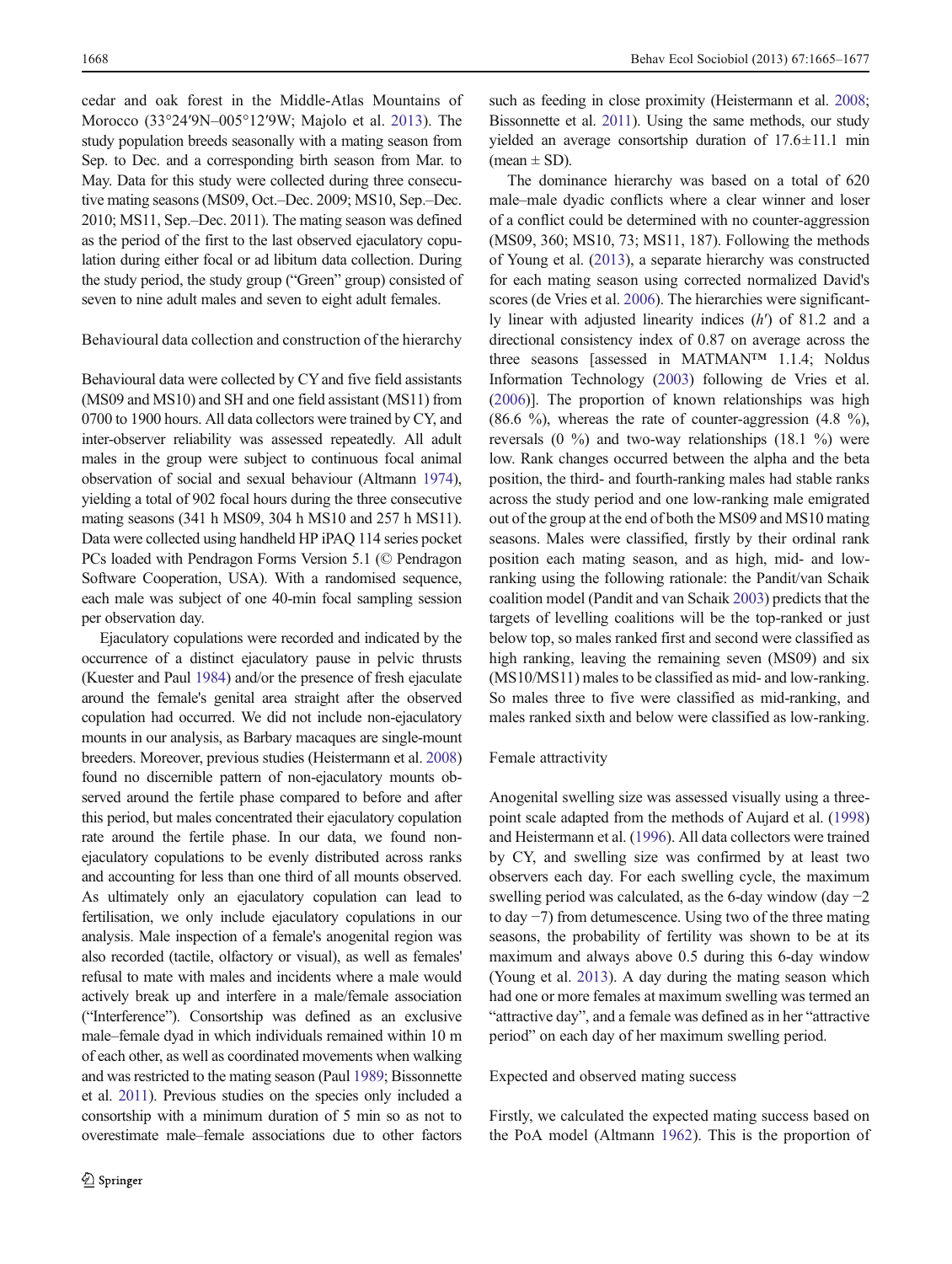cedar and oak forest in the Middle-Atlas Mountains of Morocco (33°24′9N–005°12′9W; Majolo et al. 2013). The study population breeds seasonally with a mating season from Sep. to Dec. and a corresponding birth season from Mar. to May. Data for this study were collected during three consecutive mating seasons (MS09, Oct.–Dec. 2009; MS10, Sep.–Dec. 2010; MS11, Sep.–Dec. 2011). The mating season was defined as the period of the first to the last observed ejaculatory copulation during either focal or ad libitum data collection. During the study period, the study group ("Green" group) consisted of seven to nine adult males and seven to eight adult females.

### Behavioural data collection and construction of the hierarchy

Behavioural data were collected by CY and five field assistants (MS09 and MS10) and SH and one field assistant (MS11) from 0700 to 1900 hours. All data collectors were trained by CY, and inter-observer reliability was assessed repeatedly. All adult males in the group were subject to continuous focal animal observation of social and sexual behaviour (Altmann 1974), yielding a total of 902 focal hours during the three consecutive mating seasons (341 h MS09, 304 h MS10 and 257 h MS11). Data were collected using handheld HP iPAQ 114 series pocket PCs loaded with Pendragon Forms Version 5.1 (© Pendragon Software Cooperation, USA). With a randomised sequence, each male was subject of one 40-min focal sampling session per observation day.

Ejaculatory copulations were recorded and indicated by the occurrence of a distinct ejaculatory pause in pelvic thrusts (Kuester and Paul 1984) and/or the presence of fresh ejaculate around the female's genital area straight after the observed copulation had occurred. We did not include non-ejaculatory mounts in our analysis, as Barbary macaques are single-mount breeders. Moreover, previous studies (Heistermann et al. 2008) found no discernible pattern of non-ejaculatory mounts observed around the fertile phase compared to before and after this period, but males concentrated their ejaculatory copulation rate around the fertile phase. In our data, we found non-ejaculatory copulations to be evenly distributed across ranks and accounting for less than one third of all mounts observed. As ultimately only an ejaculatory copulation can lead to fertilisation, we only include ejaculatory copulations in our analysis. Male inspection of a female's anogenital region was also recorded (tactile, olfactory or visual), as well as females' refusal to mate with males and incidents where a male would actively break up and interfere in a male/female association ("Interference"). Consortship was defined as an exclusive male–female dyad in which individuals remained within 10 m of each other, as well as coordinated movements when walking and was restricted to the mating season (Paul 1989; Bissonnette et al. 2011). Previous studies on the species only included a consortship with a minimum duration of 5 min so as not to overestimate male–female associations due to other factors such as feeding in close proximity (Heistermann et al. 2008; Bissonnette et al. 2011). Using the same methods, our study yielded an average consortship duration of 17.6±11.1 min (mean ± SD).

The dominance hierarchy was based on a total of 620 male–male dyadic conflicts where a clear winner and loser of a conflict could be determined with no counter-aggression (MS09, 360; MS10, 73; MS11, 187). Following the methods of Young et al. (2013), a separate hierarchy was constructed for each mating season using corrected normalized David's scores (de Vries et al. 2006). The hierarchies were significantly linear with adjusted linearity indices ($h'$) of 81.2 and a directional consistency index of 0.87 on average across the three seasons [assessed in MATMAN™ 1.1.4; Noldus Information Technology (2003) following de Vries et al. (2006)]. The proportion of known relationships was high (86.6 %), whereas the rate of counter-aggression (4.8 %), reversals (0 %) and two-way relationships (18.1 %) were low. Rank changes occurred between the alpha and the beta position, the third- and fourth-ranking males had stable ranks across the study period and one low-ranking male emigrated out of the group at the end of both the MS09 and MS10 mating seasons. Males were classified, firstly by their ordinal rank position each mating season, and as high, mid- and low-ranking using the following rationale: the Pandit/van Schaik coalition model (Pandit and van Schaik 2003) predicts that the targets of levelling coalitions will be the top-ranked or just below top, so males ranked first and second were classified as high ranking, leaving the remaining seven (MS09) and six (MS10/MS11) males to be classified as mid- and low-ranking. So males three to five were classified as mid-ranking, and males ranked sixth and below were classified as low-ranking.

### Female attractivity

Anogenital swelling size was assessed visually using a three-point scale adapted from the methods of Aujard et al. (1998) and Heistermann et al. (1996). All data collectors were trained by CY, and swelling size was confirmed by at least two observers each day. For each swelling cycle, the maximum swelling period was calculated, as the 6-day window (day −2 to day −7) from detumescence. Using two of the three mating seasons, the probability of fertility was shown to be at its maximum and always above 0.5 during this 6-day window (Young et al. 2013). A day during the mating season which had one or more females at maximum swelling was termed an "attractive day", and a female was defined as in her "attractive period" on each day of her maximum swelling period.

### Expected and observed mating success

Firstly, we calculated the expected mating success based on the PoA model (Altmann 1962). This is the proportion of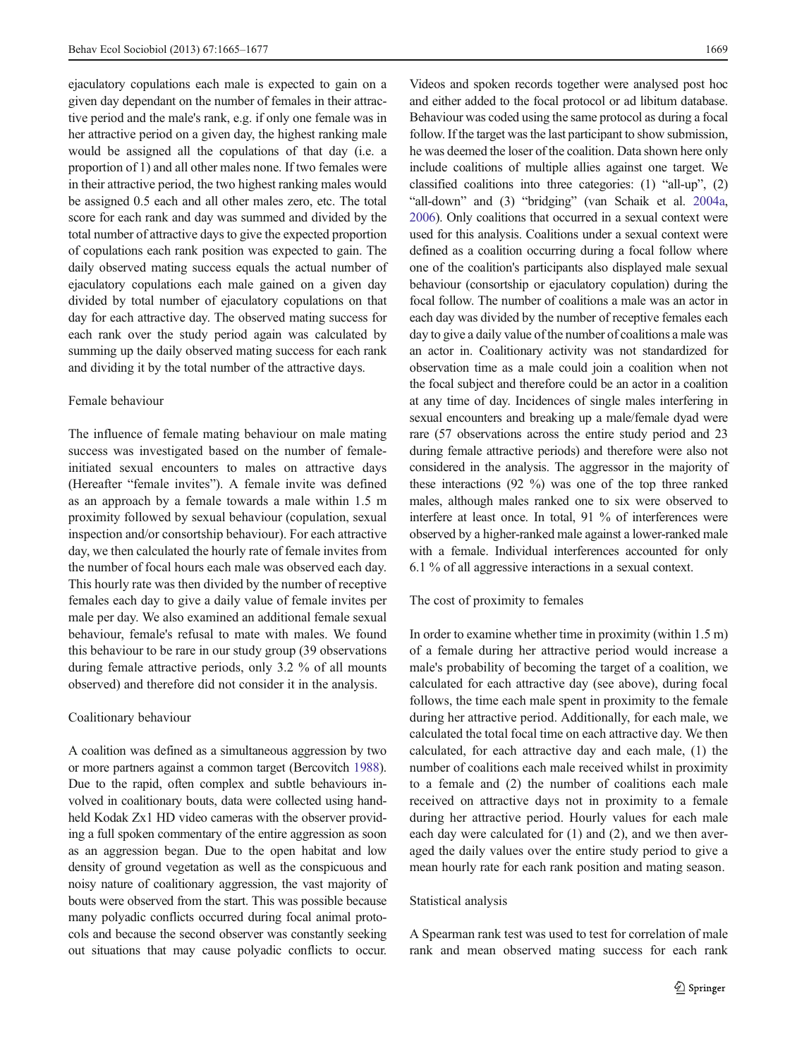ejaculatory copulations each male is expected to gain on a given day dependant on the number of females in their attractive period and the male's rank, e.g. if only one female was in her attractive period on a given day, the highest ranking male would be assigned all the copulations of that day (i.e. a proportion of 1) and all other males none. If two females were in their attractive period, the two highest ranking males would be assigned 0.5 each and all other males zero, etc. The total score for each rank and day was summed and divided by the total number of attractive days to give the expected proportion of copulations each rank position was expected to gain. The daily observed mating success equals the actual number of ejaculatory copulations each male gained on a given day divided by total number of ejaculatory copulations on that day for each attractive day. The observed mating success for each rank over the study period again was calculated by summing up the daily observed mating success for each rank and dividing it by the total number of the attractive days.

### Female behaviour

The influence of female mating behaviour on male mating success was investigated based on the number of female-initiated sexual encounters to males on attractive days (Hereafter "female invites"). A female invite was defined as an approach by a female towards a male within 1.5 m proximity followed by sexual behaviour (copulation, sexual inspection and/or consortship behaviour). For each attractive day, we then calculated the hourly rate of female invites from the number of focal hours each male was observed each day. This hourly rate was then divided by the number of receptive females each day to give a daily value of female invites per male per day. We also examined an additional female sexual behaviour, female's refusal to mate with males. We found this behaviour to be rare in our study group (39 observations during female attractive periods, only 3.2 % of all mounts observed) and therefore did not consider it in the analysis.

### Coalitionary behaviour

A coalition was defined as a simultaneous aggression by two or more partners against a common target (Bercovitch 1988). Due to the rapid, often complex and subtle behaviours involved in coalitionary bouts, data were collected using hand-held Kodak Zx1 HD video cameras with the observer providing a full spoken commentary of the entire aggression as soon as an aggression began. Due to the open habitat and low density of ground vegetation as well as the conspicuous and noisy nature of coalitionary aggression, the vast majority of bouts were observed from the start. This was possible because many polyadic conflicts occurred during focal animal protocols and because the second observer was constantly seeking out situations that may cause polyadic conflicts to occur. Videos and spoken records together were analysed post hoc and either added to the focal protocol or ad libitum database. Behaviour was coded using the same protocol as during a focal follow. If the target was the last participant to show submission, he was deemed the loser of the coalition. Data shown here only include coalitions of multiple allies against one target. We classified coalitions into three categories: (1) "all-up", (2) "all-down" and (3) "bridging" (van Schaik et al. 2004a, 2006). Only coalitions that occurred in a sexual context were used for this analysis. Coalitions under a sexual context were defined as a coalition occurring during a focal follow where one of the coalition's participants also displayed male sexual behaviour (consortship or ejaculatory copulation) during the focal follow. The number of coalitions a male was an actor in each day was divided by the number of receptive females each day to give a daily value of the number of coalitions a male was an actor in. Coalitionary activity was not standardized for observation time as a male could join a coalition when not the focal subject and therefore could be an actor in a coalition at any time of day. Incidences of single males interfering in sexual encounters and breaking up a male/female dyad were rare (57 observations across the entire study period and 23 during female attractive periods) and therefore were also not considered in the analysis. The aggressor in the majority of these interactions (92 %) was one of the top three ranked males, although males ranked one to six were observed to interfere at least once. In total, 91 % of interferences were observed by a higher-ranked male against a lower-ranked male with a female. Individual interferences accounted for only 6.1 % of all aggressive interactions in a sexual context.

### The cost of proximity to females

In order to examine whether time in proximity (within 1.5 m) of a female during her attractive period would increase a male's probability of becoming the target of a coalition, we calculated for each attractive day (see above), during focal follows, the time each male spent in proximity to the female during her attractive period. Additionally, for each male, we calculated the total focal time on each attractive day. We then calculated, for each attractive day and each male, (1) the number of coalitions each male received whilst in proximity to a female and (2) the number of coalitions each male received on attractive days not in proximity to a female during her attractive period. Hourly values for each male each day were calculated for (1) and (2), and we then averaged the daily values over the entire study period to give a mean hourly rate for each rank position and mating season.

### Statistical analysis

A Spearman rank test was used to test for correlation of male rank and mean observed mating success for each rank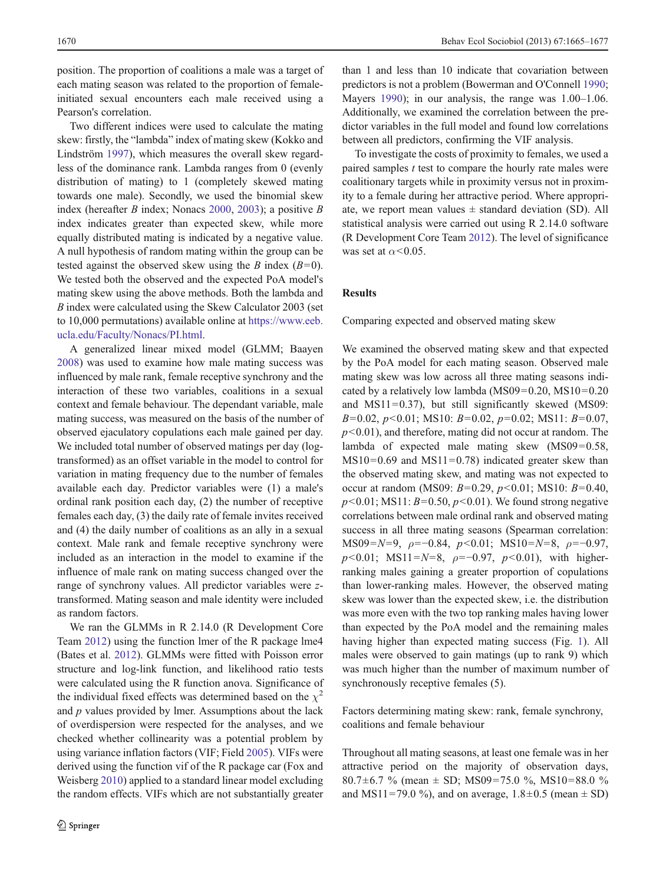position. The proportion of coalitions a male was a target of each mating season was related to the proportion of female-initiated sexual encounters each male received using a Pearson's correlation.

Two different indices were used to calculate the mating skew: firstly, the "lambda" index of mating skew (Kokko and Lindström 1997), which measures the overall skew regardless of the dominance rank. Lambda ranges from 0 (evenly distribution of mating) to 1 (completely skewed mating towards one male). Secondly, we used the binomial skew index (hereafter *B* index; Nonacs 2000, 2003); a positive *B* index indicates greater than expected skew, while more equally distributed mating is indicated by a negative value. A null hypothesis of random mating within the group can be tested against the observed skew using the *B* index ($B=0$). We tested both the observed and the expected PoA model's mating skew using the above methods. Both the lambda and *B* index were calculated using the Skew Calculator 2003 (set to 10,000 permutations) available online at https://www.eeb.ucla.edu/Faculty/Nonacs/PI.html.

A generalized linear mixed model (GLMM; Baayen 2008) was used to examine how male mating success was influenced by male rank, female receptive synchrony and the interaction of these two variables, coalitions in a sexual context and female behaviour. The dependant variable, male mating success, was measured on the basis of the number of observed ejaculatory copulations each male gained per day. We included total number of observed matings per day (log-transformed) as an offset variable in the model to control for variation in mating frequency due to the number of females available each day. Predictor variables were (1) a male's ordinal rank position each day, (2) the number of receptive females each day, (3) the daily rate of female invites received and (4) the daily number of coalitions as an ally in a sexual context. Male rank and female receptive synchrony were included as an interaction in the model to examine if the influence of male rank on mating success changed over the range of synchrony values. All predictor variables were *z*-transformed. Mating season and male identity were included as random factors.

We ran the GLMMs in R 2.14.0 (R Development Core Team 2012) using the function lmer of the R package lme4 (Bates et al. 2012). GLMMs were fitted with Poisson error structure and log-link function, and likelihood ratio tests were calculated using the R function anova. Significance of the individual fixed effects was determined based on the $\chi^2$ and *p* values provided by lmer. Assumptions about the lack of overdispersion were respected for the analyses, and we checked whether collinearity was a potential problem by using variance inflation factors (VIF; Field 2005). VIFs were derived using the function vif of the R package car (Fox and Weisberg 2010) applied to a standard linear model excluding the random effects. VIFs which are not substantially greater than 1 and less than 10 indicate that covariation between predictors is not a problem (Bowerman and O'Connell 1990; Mayers 1990); in our analysis, the range was 1.00–1.06. Additionally, we examined the correlation between the predictor variables in the full model and found low correlations between all predictors, confirming the VIF analysis.

To investigate the costs of proximity to females, we used a paired samples *t* test to compare the hourly rate males were coalitionary targets while in proximity versus not in proximity to a female during her attractive period. Where appropriate, we report mean values ± standard deviation (SD). All statistical analysis were carried out using R 2.14.0 software (R Development Core Team 2012). The level of significance was set at $\alpha<0.05$.

## Results

### Comparing expected and observed mating skew

We examined the observed mating skew and that expected by the PoA model for each mating season. Observed male mating skew was low across all three mating seasons indicated by a relatively low lambda (MS09=0.20, MS10=0.20 and MS11=0.37), but still significantly skewed (MS09: $B=0.02$, $p<0.01$; MS10: $B=0.02$, $p=0.02$; MS11: $B=0.07$, $p<0.01$), and therefore, mating did not occur at random. The lambda of expected male mating skew (MS09=0.58, MS10=0.69 and MS11=0.78) indicated greater skew than the observed mating skew, and mating was not expected to occur at random (MS09: $B=0.29$, $p<0.01$; MS10: $B=0.40$, $p<0.01$; MS11: $B=0.50$, $p<0.01$). We found strong negative correlations between male ordinal rank and observed mating success in all three mating seasons (Spearman correlation: MS09=$N=9$, $\rho=-0.84$, $p<0.01$; MS10=$N=8$, $\rho=-0.97$, $p<0.01$; MS11=$N=8$, $\rho=-0.97$, $p<0.01$), with higher-ranking males gaining a greater proportion of copulations than lower-ranking males. However, the observed mating skew was lower than the expected skew, i.e. the distribution was more even with the two top ranking males having lower than expected by the PoA model and the remaining males having higher than expected mating success (Fig. 1). All males were observed to gain matings (up to rank 9) which was much higher than the number of maximum number of synchronously receptive females (5).

### Factors determining mating skew: rank, female synchrony, coalitions and female behaviour

Throughout all mating seasons, at least one female was in her attractive period on the majority of observation days, 80.7±6.7 % (mean ± SD; MS09=75.0 %, MS10=88.0 % and MS11=79.0 %), and on average, 1.8±0.5 (mean ± SD)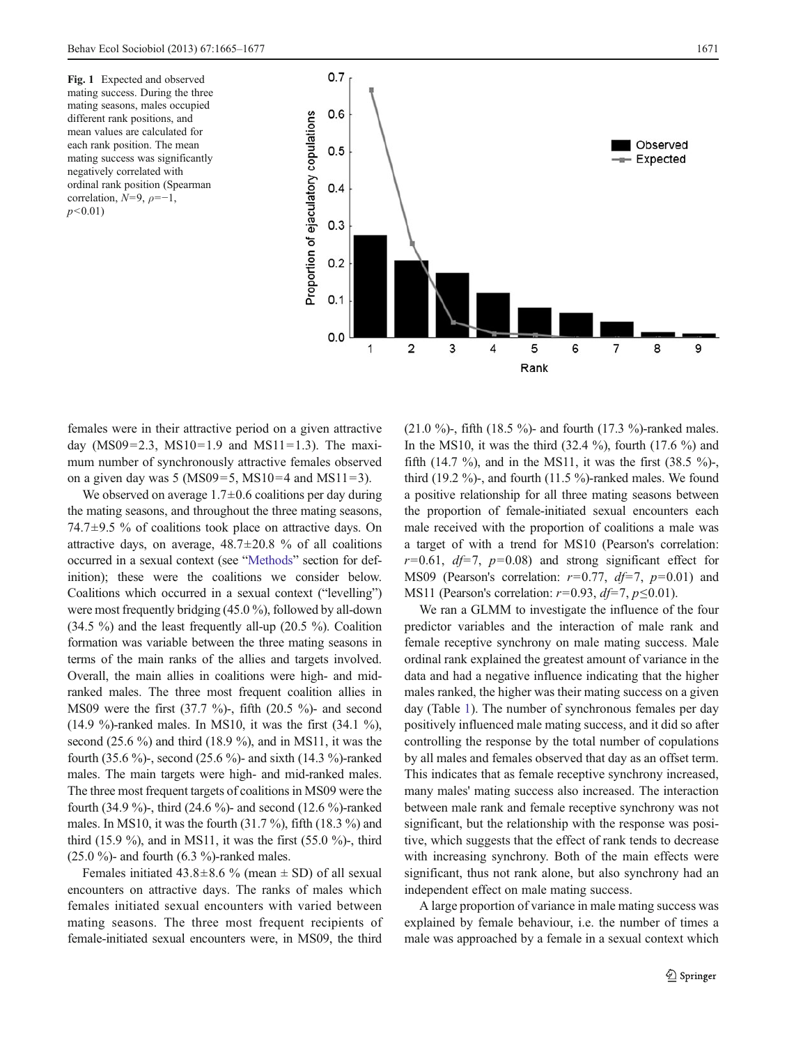Fig. 1 Expected and observed mating success. During the three mating seasons, males occupied different rank positions, and mean values are calculated for each rank position. The mean mating success was significantly negatively correlated with ordinal rank position (Spearman correlation, $N=9$, $\rho=-1$, $p<0.01$)

females were in their attractive period on a given attractive day (MS09=2.3, MS10=1.9 and MS11=1.3). The maximum number of synchronously attractive females observed on a given day was 5 (MS09=5, MS10=4 and MS11=3).

We observed on average 1.7±0.6 coalitions per day during the mating seasons, and throughout the three mating seasons, 74.7±9.5 % of coalitions took place on attractive days. On attractive days, on average, 48.7±20.8 % of all coalitions occurred in a sexual context (see "Methods" section for definition); these were the coalitions we consider below. Coalitions which occurred in a sexual context ("levelling") were most frequently bridging (45.0 %), followed by all-down (34.5 %) and the least frequently all-up (20.5 %). Coalition formation was variable between the three mating seasons in terms of the main ranks of the allies and targets involved. Overall, the main allies in coalitions were high- and mid-ranked males. The three most frequent coalition allies in MS09 were the first (37.7 %)-, fifth (20.5 %)- and second (14.9 %)-ranked males. In MS10, it was the first (34.1 %), second (25.6 %) and third (18.9 %), and in MS11, it was the fourth (35.6 %)-, second (25.6 %)- and sixth (14.3 %)-ranked males. The main targets were high- and mid-ranked males. The three most frequent targets of coalitions in MS09 were the fourth (34.9 %)-, third (24.6 %)- and second (12.6 %)-ranked males. In MS10, it was the fourth (31.7 %), fifth (18.3 %) and third (15.9 %), and in MS11, it was the first (55.0 %)-, third (25.0 %)- and fourth (6.3 %)-ranked males.

Females initiated 43.8±8.6 % (mean ± SD) of all sexual encounters on attractive days. The ranks of males which females initiated sexual encounters with varied between mating seasons. The three most frequent recipients of female-initiated sexual encounters were, in MS09, the third (21.0 %)-, fifth (18.5 %)- and fourth (17.3 %)-ranked males. In the MS10, it was the third (32.4 %), fourth (17.6 %) and fifth (14.7 %), and in the MS11, it was the first (38.5 %)-, third (19.2 %)-, and fourth (11.5 %)-ranked males. We found a positive relationship for all three mating seasons between the proportion of female-initiated sexual encounters each male received with the proportion of coalitions a male was a target of with a trend for MS10 (Pearson's correlation: $r=0.61$, $df=7$, $p=0.08$) and strong significant effect for MS09 (Pearson's correlation: $r=0.77$, $df=7$, $p=0.01$) and MS11 (Pearson's correlation: $r=0.93$, $df=7$, $p\leq0.01$).

We ran a GLMM to investigate the influence of the four predictor variables and the interaction of male rank and female receptive synchrony on male mating success. Male ordinal rank explained the greatest amount of variance in the data and had a negative influence indicating that the higher males ranked, the higher was their mating success on a given day (Table 1). The number of synchronous females per day positively influenced male mating success, and it did so after controlling the response by the total number of copulations by all males and females observed that day as an offset term. This indicates that as female receptive synchrony increased, many males' mating success also increased. The interaction between male rank and female receptive synchrony was not significant, but the relationship with the response was positive, which suggests that the effect of rank tends to decrease with increasing synchrony. Both of the main effects were significant, thus not rank alone, but also synchrony had an independent effect on male mating success.

A large proportion of variance in male mating success was explained by female behaviour, i.e. the number of times a male was approached by a female in a sexual context which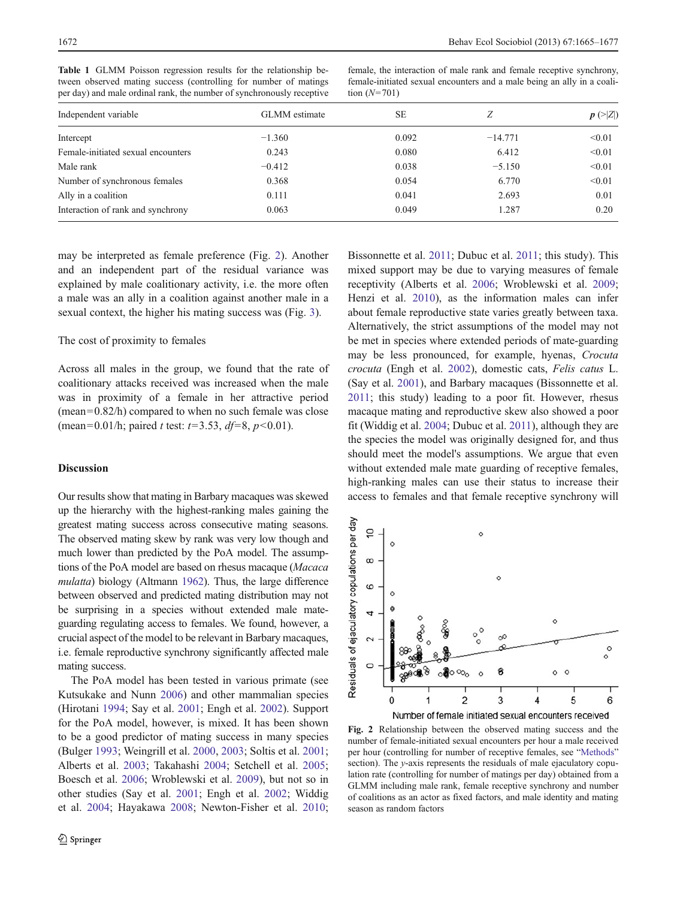**Table 1** GLMM Poisson regression results for the relationship between observed mating success (controlling for number of matings per day) and male ordinal rank, the number of synchronously receptive female, the interaction of male rank and female receptive synchrony, female-initiated sexual encounters and a male being an ally in a coalition ($N$=701)

| Independent variable | GLMM estimate | SE | $Z$ | $p$ (>\|Z\|) |
|---|---|---|---|---|
| Intercept | −1.360 | 0.092 | −14.771 | <0.01 |
| Female-initiated sexual encounters | 0.243 | 0.080 | 6.412 | <0.01 |
| Male rank | −0.412 | 0.038 | −5.150 | <0.01 |
| Number of synchronous females | 0.368 | 0.054 | 6.770 | <0.01 |
| Ally in a coalition | 0.111 | 0.041 | 2.693 | 0.01 |
| Interaction of rank and synchrony | 0.063 | 0.049 | 1.287 | 0.20 |

may be interpreted as female preference (Fig. 2). Another and an independent part of the residual variance was explained by male coalitionary activity, i.e. the more often a male was an ally in a coalition against another male in a sexual context, the higher his mating success was (Fig. 3).

The cost of proximity to females

Across all males in the group, we found that the rate of coalitionary attacks received was increased when the male was in proximity of a female in her attractive period (mean=0.82/h) compared to when no such female was close (mean=0.01/h; paired $t$ test: $t$=3.53, $df$=8, $p$<0.01).

## Discussion

Our results show that mating in Barbary macaques was skewed up the hierarchy with the highest-ranking males gaining the greatest mating success across consecutive mating seasons. The observed mating skew by rank was very low though and much lower than predicted by the PoA model. The assumptions of the PoA model are based on rhesus macaque (*Macaca mulatta*) biology (Altmann 1962). Thus, the large difference between observed and predicted mating distribution may not be surprising in a species without extended male mate-guarding regulating access to females. We found, however, a crucial aspect of the model to be relevant in Barbary macaques, i.e. female reproductive synchrony significantly affected male mating success.

The PoA model has been tested in various primate (see Kutsukake and Nunn 2006) and other mammalian species (Hirotani 1994; Say et al. 2001; Engh et al. 2002). Support for the PoA model, however, is mixed. It has been shown to be a good predictor of mating success in many species (Bulger 1993; Weingrill et al. 2000, 2003; Soltis et al. 2001; Alberts et al. 2003; Takahashi 2004; Setchell et al. 2005; Boesch et al. 2006; Wroblewski et al. 2009), but not so in other studies (Say et al. 2001; Engh et al. 2002; Widdig et al. 2004; Hayakawa 2008; Newton-Fisher et al. 2010; Bissonnette et al. 2011; Dubuc et al. 2011; this study). This mixed support may be due to varying measures of female receptivity (Alberts et al. 2006; Wroblewski et al. 2009; Henzi et al. 2010), as the information males can infer about female reproductive state varies greatly between taxa. Alternatively, the strict assumptions of the model may not be met in species where extended periods of mate-guarding may be less pronounced, for example, hyenas, *Crocuta crocuta* (Engh et al. 2002), domestic cats, *Felis catus* L. (Say et al. 2001), and Barbary macaques (Bissonnette et al. 2011; this study) leading to a poor fit. However, rhesus macaque mating and reproductive skew also showed a poor fit (Widdig et al. 2004; Dubuc et al. 2011), although they are the species the model was originally designed for, and thus should meet the model's assumptions. We argue that even without extended male mate guarding of receptive females, high-ranking males can use their status to increase their access to females and that female receptive synchrony will

**Fig. 2** Relationship between the observed mating success and the number of female-initiated sexual encounters per hour a male received per hour (controlling for number of receptive females, see "Methods" section). The $y$-axis represents the residuals of male ejaculatory copulation rate (controlling for number of matings per day) obtained from a GLMM including male rank, female receptive synchrony and number of coalitions as an actor as fixed factors, and male identity and mating season as random factors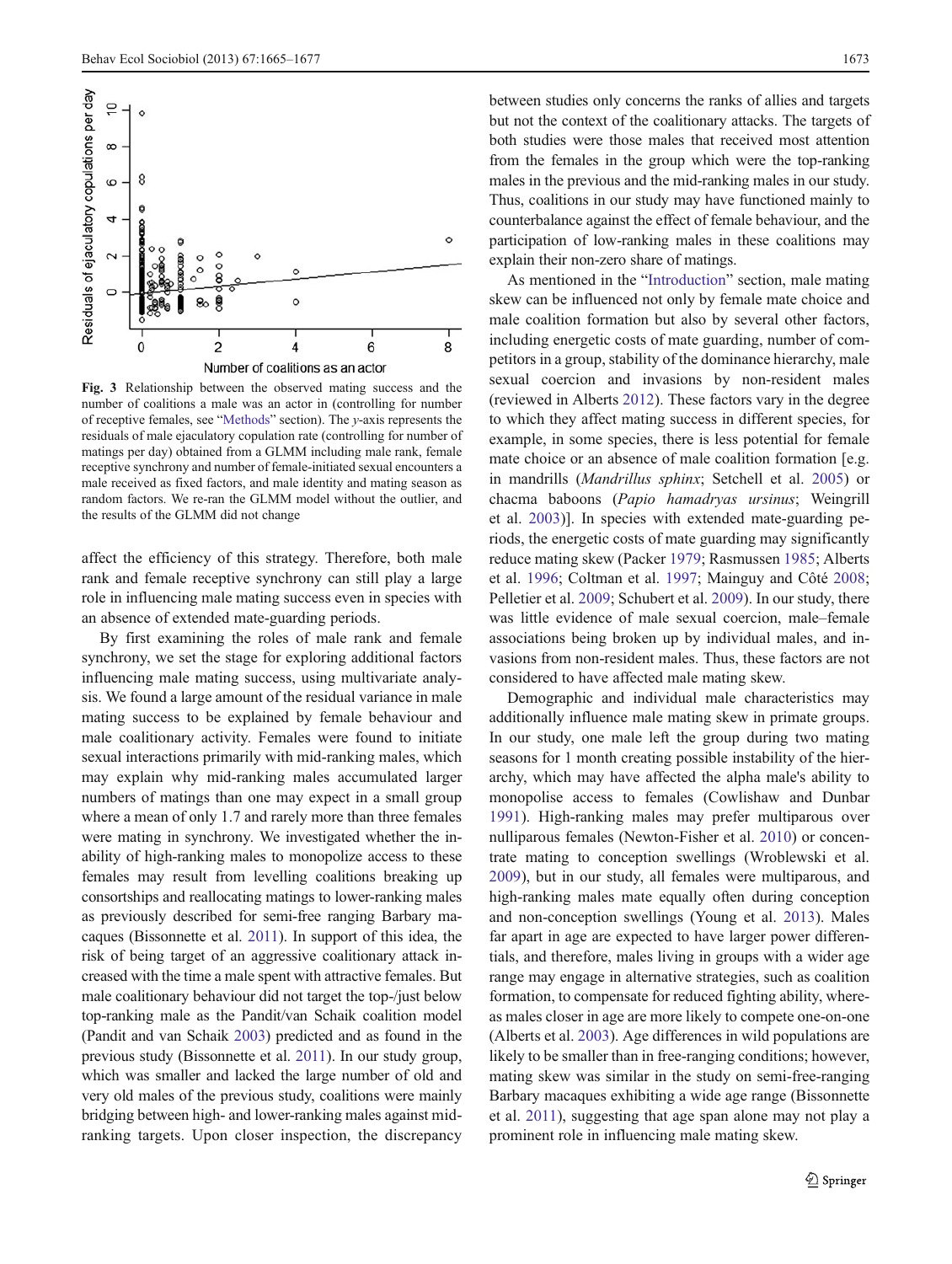**Fig. 3** Relationship between the observed mating success and the number of coalitions a male was an actor in (controlling for number of receptive females, see "Methods" section). The *y*-axis represents the residuals of male ejaculatory copulation rate (controlling for number of matings per day) obtained from a GLMM including male rank, female receptive synchrony and number of female-initiated sexual encounters a male received as fixed factors, and male identity and mating season as random factors. We re-ran the GLMM model without the outlier, and the results of the GLMM did not change

affect the efficiency of this strategy. Therefore, both male rank and female receptive synchrony can still play a large role in influencing male mating success even in species with an absence of extended mate-guarding periods.

By first examining the roles of male rank and female synchrony, we set the stage for exploring additional factors influencing male mating success, using multivariate analysis. We found a large amount of the residual variance in male mating success to be explained by female behaviour and male coalitionary activity. Females were found to initiate sexual interactions primarily with mid-ranking males, which may explain why mid-ranking males accumulated larger numbers of matings than one may expect in a small group where a mean of only 1.7 and rarely more than three females were mating in synchrony. We investigated whether the inability of high-ranking males to monopolize access to these females may result from levelling coalitions breaking up consortships and reallocating matings to lower-ranking males as previously described for semi-free ranging Barbary macaques (Bissonnette et al. 2011). In support of this idea, the risk of being target of an aggressive coalitionary attack increased with the time a male spent with attractive females. But male coalitionary behaviour did not target the top-/just below top-ranking male as the Pandit/van Schaik coalition model (Pandit and van Schaik 2003) predicted and as found in the previous study (Bissonnette et al. 2011). In our study group, which was smaller and lacked the large number of old and very old males of the previous study, coalitions were mainly bridging between high- and lower-ranking males against mid-ranking targets. Upon closer inspection, the discrepancy between studies only concerns the ranks of allies and targets but not the context of the coalitionary attacks. The targets of both studies were those males that received most attention from the females in the group which were the top-ranking males in the previous and the mid-ranking males in our study. Thus, coalitions in our study may have functioned mainly to counterbalance against the effect of female behaviour, and the participation of low-ranking males in these coalitions may explain their non-zero share of matings.

As mentioned in the "Introduction" section, male mating skew can be influenced not only by female mate choice and male coalition formation but also by several other factors, including energetic costs of mate guarding, number of competitors in a group, stability of the dominance hierarchy, male sexual coercion and invasions by non-resident males (reviewed in Alberts 2012). These factors vary in the degree to which they affect mating success in different species, for example, in some species, there is less potential for female mate choice or an absence of male coalition formation [e.g. in mandrills (*Mandrillus sphinx*; Setchell et al. 2005) or chacma baboons (*Papio hamadryas ursinus*; Weingrill et al. 2003)]. In species with extended mate-guarding periods, the energetic costs of mate guarding may significantly reduce mating skew (Packer 1979; Rasmussen 1985; Alberts et al. 1996; Coltman et al. 1997; Mainguy and Côté 2008; Pelletier et al. 2009; Schubert et al. 2009). In our study, there was little evidence of male sexual coercion, male–female associations being broken up by individual males, and invasions from non-resident males. Thus, these factors are not considered to have affected male mating skew.

Demographic and individual male characteristics may additionally influence male mating skew in primate groups. In our study, one male left the group during two mating seasons for 1 month creating possible instability of the hierarchy, which may have affected the alpha male's ability to monopolise access to females (Cowlishaw and Dunbar 1991). High-ranking males may prefer multiparous over nulliparous females (Newton-Fisher et al. 2010) or concentrate mating to conception swellings (Wroblewski et al. 2009), but in our study, all females were multiparous, and high-ranking males mate equally often during conception and non-conception swellings (Young et al. 2013). Males far apart in age are expected to have larger power differentials, and therefore, males living in groups with a wider age range may engage in alternative strategies, such as coalition formation, to compensate for reduced fighting ability, whereas males closer in age are more likely to compete one-on-one (Alberts et al. 2003). Age differences in wild populations are likely to be smaller than in free-ranging conditions; however, mating skew was similar in the study on semi-free-ranging Barbary macaques exhibiting a wide age range (Bissonnette et al. 2011), suggesting that age span alone may not play a prominent role in influencing male mating skew.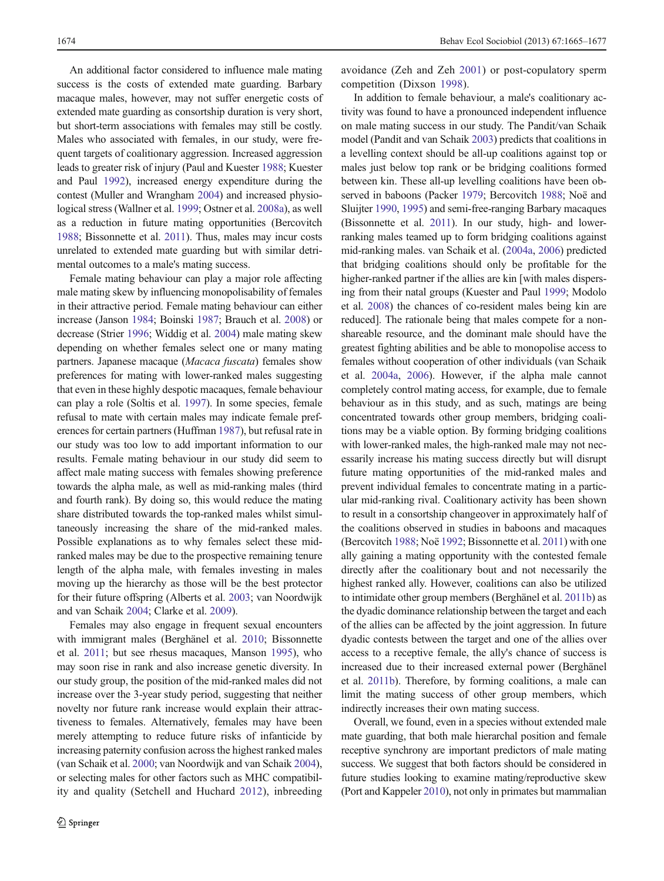An additional factor considered to influence male mating success is the costs of extended mate guarding. Barbary macaque males, however, may not suffer energetic costs of extended mate guarding as consortship duration is very short, but short-term associations with females may still be costly. Males who associated with females, in our study, were frequent targets of coalitionary aggression. Increased aggression leads to greater risk of injury (Paul and Kuester 1988; Kuester and Paul 1992), increased energy expenditure during the contest (Muller and Wrangham 2004) and increased physiological stress (Wallner et al. 1999; Ostner et al. 2008a), as well as a reduction in future mating opportunities (Bercovitch 1988; Bissonnette et al. 2011). Thus, males may incur costs unrelated to extended mate guarding but with similar detrimental outcomes to a male's mating success.

Female mating behaviour can play a major role affecting male mating skew by influencing monopolisability of females in their attractive period. Female mating behaviour can either increase (Janson 1984; Boinski 1987; Brauch et al. 2008) or decrease (Strier 1996; Widdig et al. 2004) male mating skew depending on whether females select one or many mating partners. Japanese macaque (*Macaca fuscata*) females show preferences for mating with lower-ranked males suggesting that even in these highly despotic macaques, female behaviour can play a role (Soltis et al. 1997). In some species, female refusal to mate with certain males may indicate female preferences for certain partners (Huffman 1987), but refusal rate in our study was too low to add important information to our results. Female mating behaviour in our study did seem to affect male mating success with females showing preference towards the alpha male, as well as mid-ranking males (third and fourth rank). By doing so, this would reduce the mating share distributed towards the top-ranked males whilst simultaneously increasing the share of the mid-ranked males. Possible explanations as to why females select these mid-ranked males may be due to the prospective remaining tenure length of the alpha male, with females investing in males moving up the hierarchy as those will be the best protector for their future offspring (Alberts et al. 2003; van Noordwijk and van Schaik 2004; Clarke et al. 2009).

Females may also engage in frequent sexual encounters with immigrant males (Berghänel et al. 2010; Bissonnette et al. 2011; but see rhesus macaques, Manson 1995), who may soon rise in rank and also increase genetic diversity. In our study group, the position of the mid-ranked males did not increase over the 3-year study period, suggesting that neither novelty nor future rank increase would explain their attractiveness to females. Alternatively, females may have been merely attempting to reduce future risks of infanticide by increasing paternity confusion across the highest ranked males (van Schaik et al. 2000; van Noordwijk and van Schaik 2004), or selecting males for other factors such as MHC compatibility and quality (Setchell and Huchard 2012), inbreeding avoidance (Zeh and Zeh 2001) or post-copulatory sperm competition (Dixson 1998).

In addition to female behaviour, a male's coalitionary activity was found to have a pronounced independent influence on male mating success in our study. The Pandit/van Schaik model (Pandit and van Schaik 2003) predicts that coalitions in a levelling context should be all-up coalitions against top or males just below top rank or be bridging coalitions formed between kin. These all-up levelling coalitions have been observed in baboons (Packer 1979; Bercovitch 1988; Noë and Sluijter 1990, 1995) and semi-free-ranging Barbary macaques (Bissonnette et al. 2011). In our study, high- and lower-ranking males teamed up to form bridging coalitions against mid-ranking males. van Schaik et al. (2004a, 2006) predicted that bridging coalitions should only be profitable for the higher-ranked partner if the allies are kin [with males dispersing from their natal groups (Kuester and Paul 1999; Modolo et al. 2008) the chances of co-resident males being kin are reduced]. The rationale being that males compete for a non-shareable resource, and the dominant male should have the greatest fighting abilities and be able to monopolise access to females without cooperation of other individuals (van Schaik et al. 2004a, 2006). However, if the alpha male cannot completely control mating access, for example, due to female behaviour as in this study, and as such, matings are being concentrated towards other group members, bridging coalitions may be a viable option. By forming bridging coalitions with lower-ranked males, the high-ranked male may not necessarily increase his mating success directly but will disrupt future mating opportunities of the mid-ranked males and prevent individual females to concentrate mating in a particular mid-ranking rival. Coalitionary activity has been shown to result in a consortship changeover in approximately half of the coalitions observed in studies in baboons and macaques (Bercovitch 1988; Noë 1992; Bissonnette et al. 2011) with one ally gaining a mating opportunity with the contested female directly after the coalitionary bout and not necessarily the highest ranked ally. However, coalitions can also be utilized to intimidate other group members (Berghänel et al. 2011b) as the dyadic dominance relationship between the target and each of the allies can be affected by the joint aggression. In future dyadic contests between the target and one of the allies over access to a receptive female, the ally's chance of success is increased due to their increased external power (Berghänel et al. 2011b). Therefore, by forming coalitions, a male can limit the mating success of other group members, which indirectly increases their own mating success.

Overall, we found, even in a species without extended male mate guarding, that both male hierarchal position and female receptive synchrony are important predictors of male mating success. We suggest that both factors should be considered in future studies looking to examine mating/reproductive skew (Port and Kappeler 2010), not only in primates but mammalian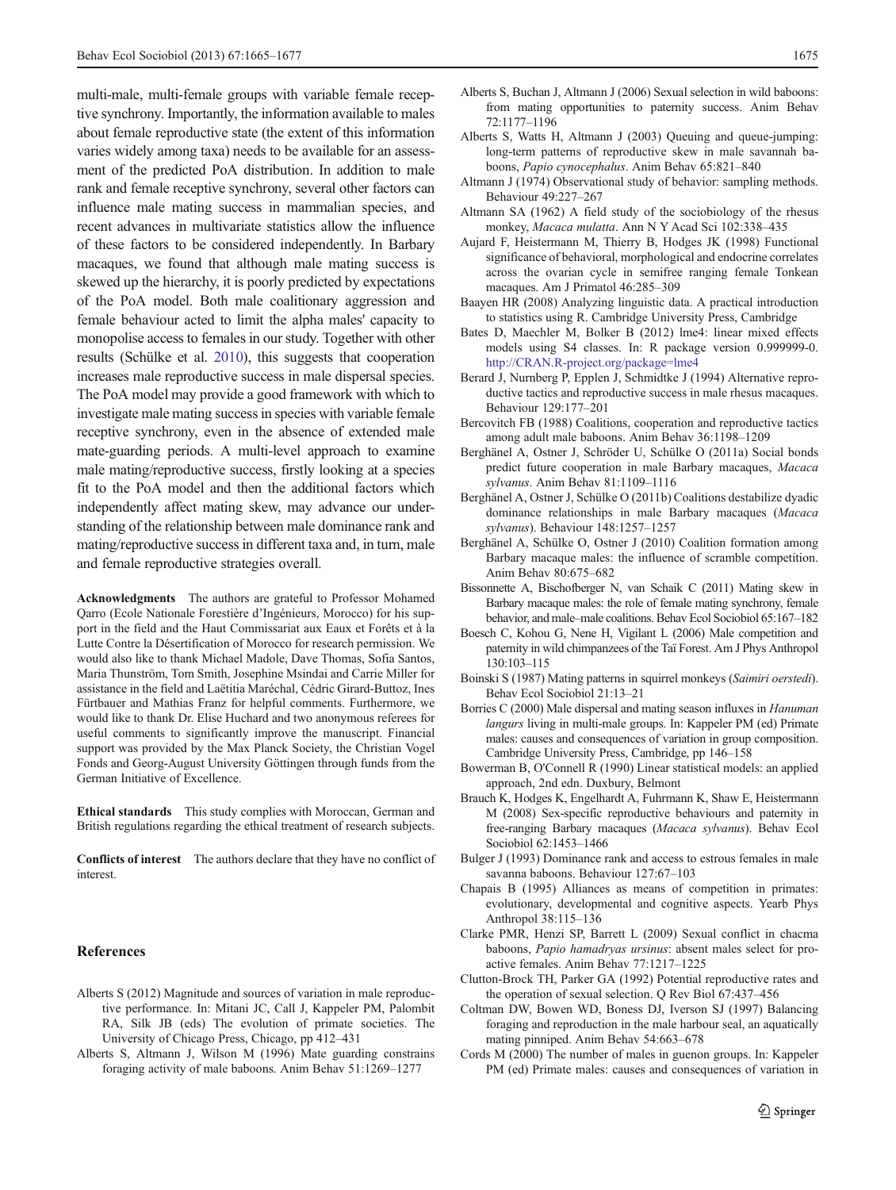multi-male, multi-female groups with variable female receptive synchrony. Importantly, the information available to males about female reproductive state (the extent of this information varies widely among taxa) needs to be available for an assessment of the predicted PoA distribution. In addition to male rank and female receptive synchrony, several other factors can influence male mating success in mammalian species, and recent advances in multivariate statistics allow the influence of these factors to be considered independently. In Barbary macaques, we found that although male mating success is skewed up the hierarchy, it is poorly predicted by expectations of the PoA model. Both male coalitionary aggression and female behaviour acted to limit the alpha males' capacity to monopolise access to females in our study. Together with other results (Schülke et al. 2010), this suggests that cooperation increases male reproductive success in male dispersal species. The PoA model may provide a good framework with which to investigate male mating success in species with variable female receptive synchrony, even in the absence of extended male mate-guarding periods. A multi-level approach to examine male mating/reproductive success, firstly looking at a species fit to the PoA model and then the additional factors which independently affect mating skew, may advance our understanding of the relationship between male dominance rank and mating/reproductive success in different taxa and, in turn, male and female reproductive strategies overall.

**Acknowledgments** The authors are grateful to Professor Mohamed Qarro (Ecole Nationale Forestière d'Ingénieurs, Morocco) for his support in the field and the Haut Commissariat aux Eaux et Forêts et à la Lutte Contre la Désertification of Morocco for research permission. We would also like to thank Michael Madole, Dave Thomas, Sofia Santos, Maria Thunström, Tom Smith, Josephine Msindai and Carrie Miller for assistance in the field and Laëtitia Maréchal, Cédric Girard-Buttoz, Ines Fürtbauer and Mathias Franz for helpful comments. Furthermore, we would like to thank Dr. Elise Huchard and two anonymous referees for useful comments to significantly improve the manuscript. Financial support was provided by the Max Planck Society, the Christian Vogel Fonds and Georg-August University Göttingen through funds from the German Initiative of Excellence.

**Ethical standards** This study complies with Moroccan, German and British regulations regarding the ethical treatment of research subjects.

**Conflicts of interest** The authors declare that they have no conflict of interest.

## References

Alberts S (2012) Magnitude and sources of variation in male reproductive performance. In: Mitani JC, Call J, Kappeler PM, Palombit RA, Silk JB (eds) The evolution of primate societies. The University of Chicago Press, Chicago, pp 412–431

Alberts S, Altmann J, Wilson M (1996) Mate guarding constrains foraging activity of male baboons. Anim Behav 51:1269–1277

Alberts S, Buchan J, Altmann J (2006) Sexual selection in wild baboons: from mating opportunities to paternity success. Anim Behav 72:1177–1196

Alberts S, Watts H, Altmann J (2003) Queuing and queue-jumping: long-term patterns of reproductive skew in male savannah baboons, *Papio cynocephalus*. Anim Behav 65:821–840

Altmann J (1974) Observational study of behavior: sampling methods. Behaviour 49:227–267

Altmann SA (1962) A field study of the sociobiology of the rhesus monkey, *Macaca mulatta*. Ann N Y Acad Sci 102:338–435

Aujard F, Heistermann M, Thierry B, Hodges JK (1998) Functional significance of behavioral, morphological and endocrine correlates across the ovarian cycle in semifree ranging female Tonkean macaques. Am J Primatol 46:285–309

Baayen HR (2008) Analyzing linguistic data. A practical introduction to statistics using R. Cambridge University Press, Cambridge

Bates D, Maechler M, Bolker B (2012) lme4: linear mixed effects models using S4 classes. In: R package version 0.999999-0. http://CRAN.R-project.org/package=lme4

Berard J, Nurnberg P, Epplen J, Schmidtke J (1994) Alternative reproductive tactics and reproductive success in male rhesus macaques. Behaviour 129:177–201

Bercovitch FB (1988) Coalitions, cooperation and reproductive tactics among adult male baboons. Anim Behav 36:1198–1209

Berghänel A, Ostner J, Schröder U, Schülke O (2011a) Social bonds predict future cooperation in male Barbary macaques, *Macaca sylvanus*. Anim Behav 81:1109–1116

Berghänel A, Ostner J, Schülke O (2011b) Coalitions destabilize dyadic dominance relationships in male Barbary macaques (*Macaca sylvanus*). Behaviour 148:1257–1257

Berghänel A, Schülke O, Ostner J (2010) Coalition formation among Barbary macaque males: the influence of scramble competition. Anim Behav 80:675–682

Bissonnette A, Bischofberger N, van Schaik C (2011) Mating skew in Barbary macaque males: the role of female mating synchrony, female behavior, and male–male coalitions. Behav Ecol Sociobiol 65:167–182

Boesch C, Kohou G, Nene H, Vigilant L (2006) Male competition and paternity in wild chimpanzees of the Taï Forest. Am J Phys Anthropol 130:103–115

Boinski S (1987) Mating patterns in squirrel monkeys (*Saimiri oerstedi*). Behav Ecol Sociobiol 21:13–21

Borries C (2000) Male dispersal and mating season influxes in *Hanuman langurs* living in multi-male groups. In: Kappeler PM (ed) Primate males: causes and consequences of variation in group composition. Cambridge University Press, Cambridge, pp 146–158

Bowerman B, O'Connell R (1990) Linear statistical models: an applied approach, 2nd edn. Duxbury, Belmont

Brauch K, Hodges K, Engelhardt A, Fuhrmann K, Shaw E, Heistermann M (2008) Sex-specific reproductive behaviours and paternity in free-ranging Barbary macaques (*Macaca sylvanus*). Behav Ecol Sociobiol 62:1453–1466

Bulger J (1993) Dominance rank and access to estrous females in male savanna baboons. Behaviour 127:67–103

Chapais B (1995) Alliances as means of competition in primates: evolutionary, developmental and cognitive aspects. Yearb Phys Anthropol 38:115–136

Clarke PMR, Henzi SP, Barrett L (2009) Sexual conflict in chacma baboons, *Papio hamadryas ursinus*: absent males select for proactive females. Anim Behav 77:1217–1225

Clutton-Brock TH, Parker GA (1992) Potential reproductive rates and the operation of sexual selection. Q Rev Biol 67:437–456

Coltman DW, Bowen WD, Boness DJ, Iverson SJ (1997) Balancing foraging and reproduction in the male harbour seal, an aquatically mating pinniped. Anim Behav 54:663–678

Cords M (2000) The number of males in guenon groups. In: Kappeler PM (ed) Primate males: causes and consequences of variation in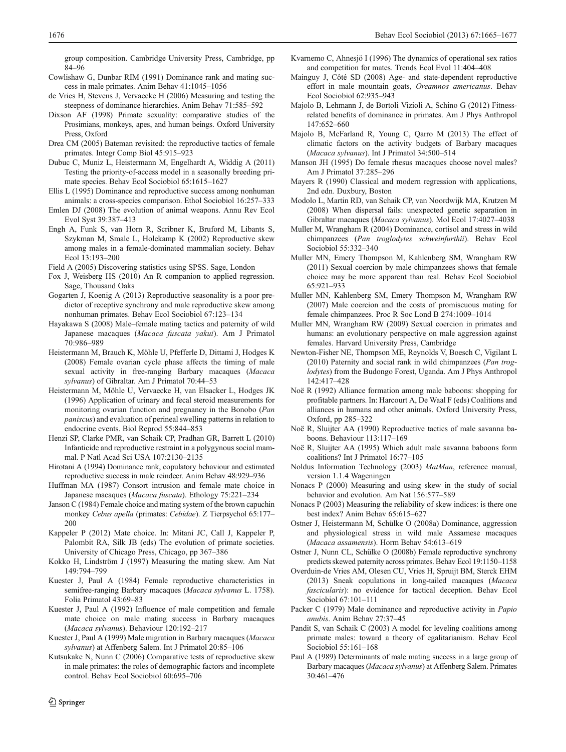group composition. Cambridge University Press, Cambridge, pp 84–96

Cowlishaw G, Dunbar RIM (1991) Dominance rank and mating success in male primates. Anim Behav 41:1045–1056

de Vries H, Stevens J, Vervaecke H (2006) Measuring and testing the steepness of dominance hierarchies. Anim Behav 71:585–592

Dixson AF (1998) Primate sexuality: comparative studies of the Prosimians, monkeys, apes, and human beings. Oxford University Press, Oxford

Drea CM (2005) Bateman revisited: the reproductive tactics of female primates. Integr Comp Biol 45:915–923

Dubuc C, Muniz L, Heistermann M, Engelhardt A, Widdig A (2011) Testing the priority-of-access model in a seasonally breeding primate species. Behav Ecol Sociobiol 65:1615–1627

Ellis L (1995) Dominance and reproductive success among nonhuman animals: a cross-species comparison. Ethol Sociobiol 16:257–333

Emlen DJ (2008) The evolution of animal weapons. Annu Rev Ecol Evol Syst 39:387–413

Engh A, Funk S, van Horn R, Scribner K, Bruford M, Libants S, Szykman M, Smale L, Holekamp K (2002) Reproductive skew among males in a female-dominated mammalian society. Behav Ecol 13:193–200

Field A (2005) Discovering statistics using SPSS. Sage, London

Fox J, Weisberg HS (2010) An R companion to applied regression. Sage, Thousand Oaks

Gogarten J, Koenig A (2013) Reproductive seasonality is a poor predictor of receptive synchrony and male reproductive skew among nonhuman primates. Behav Ecol Sociobiol 67:123–134

Hayakawa S (2008) Male–female mating tactics and paternity of wild Japanese macaques (*Macaca fuscata yakui*). Am J Primatol 70:986–989

Heistermann M, Brauch K, Möhle U, Pfefferle D, Dittami J, Hodges K (2008) Female ovarian cycle phase affects the timing of male sexual activity in free-ranging Barbary macaques (*Macaca sylvanus*) of Gibraltar. Am J Primatol 70:44–53

Heistermann M, Möhle U, Vervaecke H, van Elsacker L, Hodges JK (1996) Application of urinary and fecal steroid measurements for monitoring ovarian function and pregnancy in the Bonobo (*Pan paniscus*) and evaluation of perineal swelling patterns in relation to endocrine events. Biol Reprod 55:844–853

Henzi SP, Clarke PMR, van Schaik CP, Pradhan GR, Barrett L (2010) Infanticide and reproductive restraint in a polygynous social mammal. P Natl Acad Sci USA 107:2130–2135

Hirotani A (1994) Dominance rank, copulatory behaviour and estimated reproductive success in male reindeer. Anim Behav 48:929–936

Huffman MA (1987) Consort intrusion and female mate choice in Japanese macaques (*Macaca fuscata*). Ethology 75:221–234

Janson C (1984) Female choice and mating system of the brown capuchin monkey *Cebus apella* (primates: *Cebidae*). Z Tierpsychol 65:177–200

Kappeler P (2012) Mate choice. In: Mitani JC, Call J, Kappeler P, Palombit RA, Silk JB (eds) The evolution of primate societies. University of Chicago Press, Chicago, pp 367–386

Kokko H, Lindström J (1997) Measuring the mating skew. Am Nat 149:794–799

Kuester J, Paul A (1984) Female reproductive characteristics in semifree-ranging Barbary macaques (*Macaca sylvanus* L. 1758). Folia Primatol 43:69–83

Kuester J, Paul A (1992) Influence of male competition and female mate choice on male mating success in Barbary macaques (*Macaca sylvanus*). Behaviour 120:192–217

Kuester J, Paul A (1999) Male migration in Barbary macaques (*Macaca sylvanus*) at Affenberg Salem. Int J Primatol 20:85–106

Kutsukake N, Nunn C (2006) Comparative tests of reproductive skew in male primates: the roles of demographic factors and incomplete control. Behav Ecol Sociobiol 60:695–706

Kvarnemo C, Ahnesjö I (1996) The dynamics of operational sex ratios and competition for mates. Trends Ecol Evol 11:404–408

Mainguy J, Côté SD (2008) Age- and state-dependent reproductive effort in male mountain goats, *Oreamnos americanus*. Behav Ecol Sociobiol 62:935–943

Majolo B, Lehmann J, de Bortoli Vizioli A, Schino G (2012) Fitness-related benefits of dominance in primates. Am J Phys Anthropol 147:652–660

Majolo B, McFarland R, Young C, Qarro M (2013) The effect of climatic factors on the activity budgets of Barbary macaques (*Macaca sylvanus*). Int J Primatol 34:500–514

Manson JH (1995) Do female rhesus macaques choose novel males? Am J Primatol 37:285–296

Mayers R (1990) Classical and modern regression with applications, 2nd edn. Duxbury, Boston

Modolo L, Martin RD, van Schaik CP, van Noordwijk MA, Krutzen M (2008) When dispersal fails: unexpected genetic separation in Gibraltar macaques (*Macaca sylvanus*). Mol Ecol 17:4027–4038

Muller M, Wrangham R (2004) Dominance, cortisol and stress in wild chimpanzees (*Pan troglodytes schweinfurthii*). Behav Ecol Sociobiol 55:332–340

Muller MN, Emery Thompson M, Kahlenberg SM, Wrangham RW (2011) Sexual coercion by male chimpanzees shows that female choice may be more apparent than real. Behav Ecol Sociobiol 65:921–933

Muller MN, Kahlenberg SM, Emery Thompson M, Wrangham RW (2007) Male coercion and the costs of promiscuous mating for female chimpanzees. Proc R Soc Lond B 274:1009–1014

Muller MN, Wrangham RW (2009) Sexual coercion in primates and humans: an evolutionary perspective on male aggression against females. Harvard University Press, Cambridge

Newton-Fisher NE, Thompson ME, Reynolds V, Boesch C, Vigilant L (2010) Paternity and social rank in wild chimpanzees (*Pan troglodytes*) from the Budongo Forest, Uganda. Am J Phys Anthropol 142:417–428

Noë R (1992) Alliance formation among male baboons: shopping for profitable partners. In: Harcourt A, De Waal F (eds) Coalitions and alliances in humans and other animals. Oxford University Press, Oxford, pp 285–322

Noë R, Sluijter AA (1990) Reproductive tactics of male savanna baboons. Behaviour 113:117–169

Noë R, Sluijter AA (1995) Which adult male savanna baboons form coalitions? Int J Primatol 16:77–105

Noldus Information Technology (2003) *MatMan*, reference manual, version 1.1.4 Wageningen

Nonacs P (2000) Measuring and using skew in the study of social behavior and evolution. Am Nat 156:577–589

Nonacs P (2003) Measuring the reliability of skew indices: is there one best index? Anim Behav 65:615–627

Ostner J, Heistermann M, Schülke O (2008a) Dominance, aggression and physiological stress in wild male Assamese macaques (*Macaca assamensis*). Horm Behav 54:613–619

Ostner J, Nunn CL, Schülke O (2008b) Female reproductive synchrony predicts skewed paternity across primates. Behav Ecol 19:1150–1158

Overduin-de Vries AM, Olesen CU, Vries H, Spruijt BM, Sterck EHM (2013) Sneak copulations in long-tailed macaques (*Macaca fascicularis*): no evidence for tactical deception. Behav Ecol Sociobiol 67:101–111

Packer C (1979) Male dominance and reproductive activity in *Papio anubis*. Anim Behav 27:37–45

Pandit S, van Schaik C (2003) A model for leveling coalitions among primate males: toward a theory of egalitarianism. Behav Ecol Sociobiol 55:161–168

Paul A (1989) Determinants of male mating success in a large group of Barbary macaques (*Macaca sylvanus*) at Affenberg Salem. Primates 30:461–476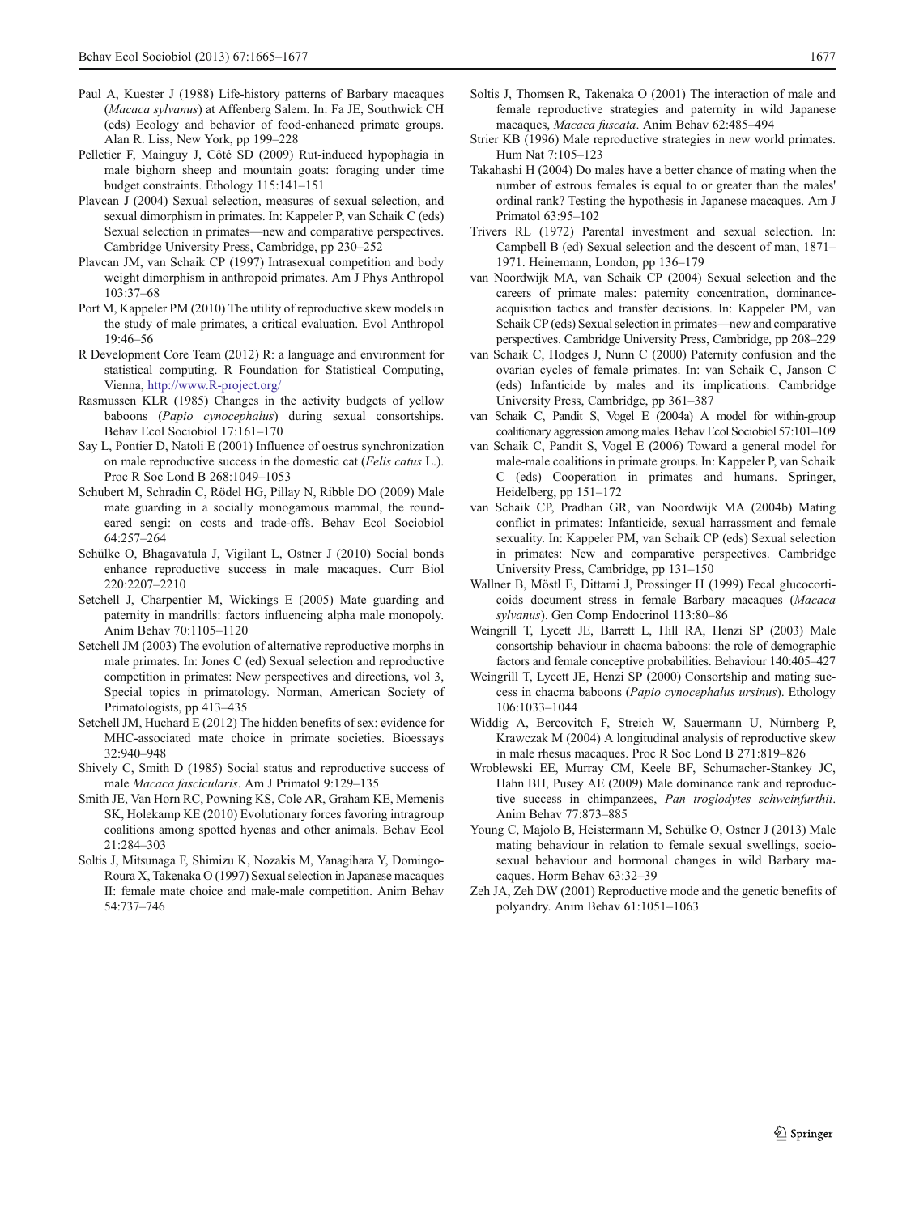Paul A, Kuester J (1988) Life-history patterns of Barbary macaques (*Macaca sylvanus*) at Affenberg Salem. In: Fa JE, Southwick CH (eds) Ecology and behavior of food-enhanced primate groups. Alan R. Liss, New York, pp 199–228

Pelletier F, Mainguy J, Côté SD (2009) Rut-induced hypophagia in male bighorn sheep and mountain goats: foraging under time budget constraints. Ethology 115:141–151

Plavcan J (2004) Sexual selection, measures of sexual selection, and sexual dimorphism in primates. In: Kappeler P, van Schaik C (eds) Sexual selection in primates—new and comparative perspectives. Cambridge University Press, Cambridge, pp 230–252

Plavcan JM, van Schaik CP (1997) Intrasexual competition and body weight dimorphism in anthropoid primates. Am J Phys Anthropol 103:37–68

Port M, Kappeler PM (2010) The utility of reproductive skew models in the study of male primates, a critical evaluation. Evol Anthropol 19:46–56

R Development Core Team (2012) R: a language and environment for statistical computing. R Foundation for Statistical Computing, Vienna, http://www.R-project.org/

Rasmussen KLR (1985) Changes in the activity budgets of yellow baboons (*Papio cynocephalus*) during sexual consortships. Behav Ecol Sociobiol 17:161–170

Say L, Pontier D, Natoli E (2001) Influence of oestrus synchronization on male reproductive success in the domestic cat (*Felis catus* L.). Proc R Soc Lond B 268:1049–1053

Schubert M, Schradin C, Rödel HG, Pillay N, Ribble DO (2009) Male mate guarding in a socially monogamous mammal, the round-eared sengi: on costs and trade-offs. Behav Ecol Sociobiol 64:257–264

Schülke O, Bhagavatula J, Vigilant L, Ostner J (2010) Social bonds enhance reproductive success in male macaques. Curr Biol 220:2207–2210

Setchell J, Charpentier M, Wickings E (2005) Mate guarding and paternity in mandrills: factors influencing alpha male monopoly. Anim Behav 70:1105–1120

Setchell JM (2003) The evolution of alternative reproductive morphs in male primates. In: Jones C (ed) Sexual selection and reproductive competition in primates: New perspectives and directions, vol 3, Special topics in primatology. Norman, American Society of Primatologists, pp 413–435

Setchell JM, Huchard E (2012) The hidden benefits of sex: evidence for MHC-associated mate choice in primate societies. Bioessays 32:940–948

Shively C, Smith D (1985) Social status and reproductive success of male *Macaca fascicularis*. Am J Primatol 9:129–135

Smith JE, Van Horn RC, Powning KS, Cole AR, Graham KE, Memenis SK, Holekamp KE (2010) Evolutionary forces favoring intragroup coalitions among spotted hyenas and other animals. Behav Ecol 21:284–303

Soltis J, Mitsunaga F, Shimizu K, Nozakis M, Yanagihara Y, Domingo-Roura X, Takenaka O (1997) Sexual selection in Japanese macaques II: female mate choice and male-male competition. Anim Behav 54:737–746

Soltis J, Thomsen R, Takenaka O (2001) The interaction of male and female reproductive strategies and paternity in wild Japanese macaques, *Macaca fuscata*. Anim Behav 62:485–494

Strier KB (1996) Male reproductive strategies in new world primates. Hum Nat 7:105–123

Takahashi H (2004) Do males have a better chance of mating when the number of estrous females is equal to or greater than the males' ordinal rank? Testing the hypothesis in Japanese macaques. Am J Primatol 63:95–102

Trivers RL (1972) Parental investment and sexual selection. In: Campbell B (ed) Sexual selection and the descent of man, 1871–1971. Heinemann, London, pp 136–179

van Noordwijk MA, van Schaik CP (2004) Sexual selection and the careers of primate males: paternity concentration, dominance-acquisition tactics and transfer decisions. In: Kappeler PM, van Schaik CP (eds) Sexual selection in primates—new and comparative perspectives. Cambridge University Press, Cambridge, pp 208–229

van Schaik C, Hodges J, Nunn C (2000) Paternity confusion and the ovarian cycles of female primates. In: van Schaik C, Janson C (eds) Infanticide by males and its implications. Cambridge University Press, Cambridge, pp 361–387

van Schaik C, Pandit S, Vogel E (2004a) A model for within-group coalitionary aggression among males. Behav Ecol Sociobiol 57:101–109

van Schaik C, Pandit S, Vogel E (2006) Toward a general model for male-male coalitions in primate groups. In: Kappeler P, van Schaik C (eds) Cooperation in primates and humans. Springer, Heidelberg, pp 151–172

van Schaik CP, Pradhan GR, van Noordwijk MA (2004b) Mating conflict in primates: Infanticide, sexual harrassment and female sexuality. In: Kappeler PM, van Schaik CP (eds) Sexual selection in primates: New and comparative perspectives. Cambridge University Press, Cambridge, pp 131–150

Wallner B, Möstl E, Dittami J, Prossinger H (1999) Fecal glucocorticoids document stress in female Barbary macaques (*Macaca sylvanus*). Gen Comp Endocrinol 113:80–86

Weingrill T, Lycett JE, Barrett L, Hill RA, Henzi SP (2003) Male consortship behaviour in chacma baboons: the role of demographic factors and female conceptive probabilities. Behaviour 140:405–427

Weingrill T, Lycett JE, Henzi SP (2000) Consortship and mating success in chacma baboons (*Papio cynocephalus ursinus*). Ethology 106:1033–1044

Widdig A, Bercovitch F, Streich W, Sauermann U, Nürnberg P, Krawczak M (2004) A longitudinal analysis of reproductive skew in male rhesus macaques. Proc R Soc Lond B 271:819–826

Wroblewski EE, Murray CM, Keele BF, Schumacher-Stankey JC, Hahn BH, Pusey AE (2009) Male dominance rank and reproductive success in chimpanzees, *Pan troglodytes schweinfurthii*. Anim Behav 77:873–885

Young C, Majolo B, Heistermann M, Schülke O, Ostner J (2013) Male mating behaviour in relation to female sexual swellings, socio-sexual behaviour and hormonal changes in wild Barbary macaques. Horm Behav 63:32–39

Zeh JA, Zeh DW (2001) Reproductive mode and the genetic benefits of polyandry. Anim Behav 61:1051–1063